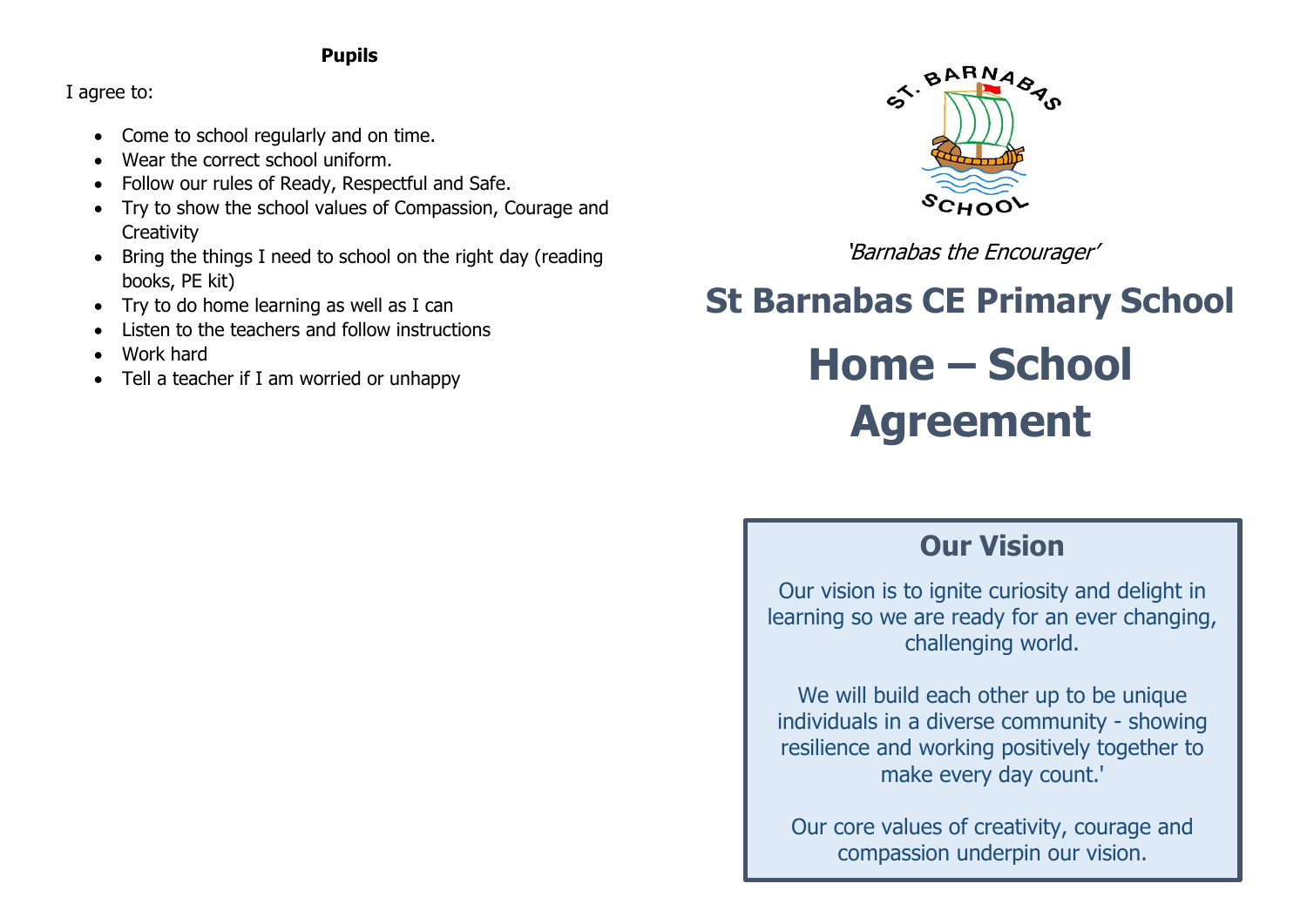**Pupils**

I agree to:

- Come to school regularly and on time.
- Wear the correct school uniform.
- Follow our rules of Ready, Respectful and Safe.
- Try to show the school values of Compassion, Courage and Creativity
- Bring the things I need to school on the right day (reading books, PE kit)
- Try to do home learning as well as I can
- Listen to the teachers and follow instructions
- Work hard
- Tell a teacher if I am worried or unhappy

ST. BARNABAS SCHOOL

*'Barnabas the Encourager'*

## St Barnabas CE Primary School

# Home – School Agreement

### Our Vision

Our vision is to ignite curiosity and delight in learning so we are ready for an ever changing, challenging world.

We will build each other up to be unique individuals in a diverse community - showing resilience and working positively together to make every day count.'

Our core values of creativity, courage and compassion underpin our vision.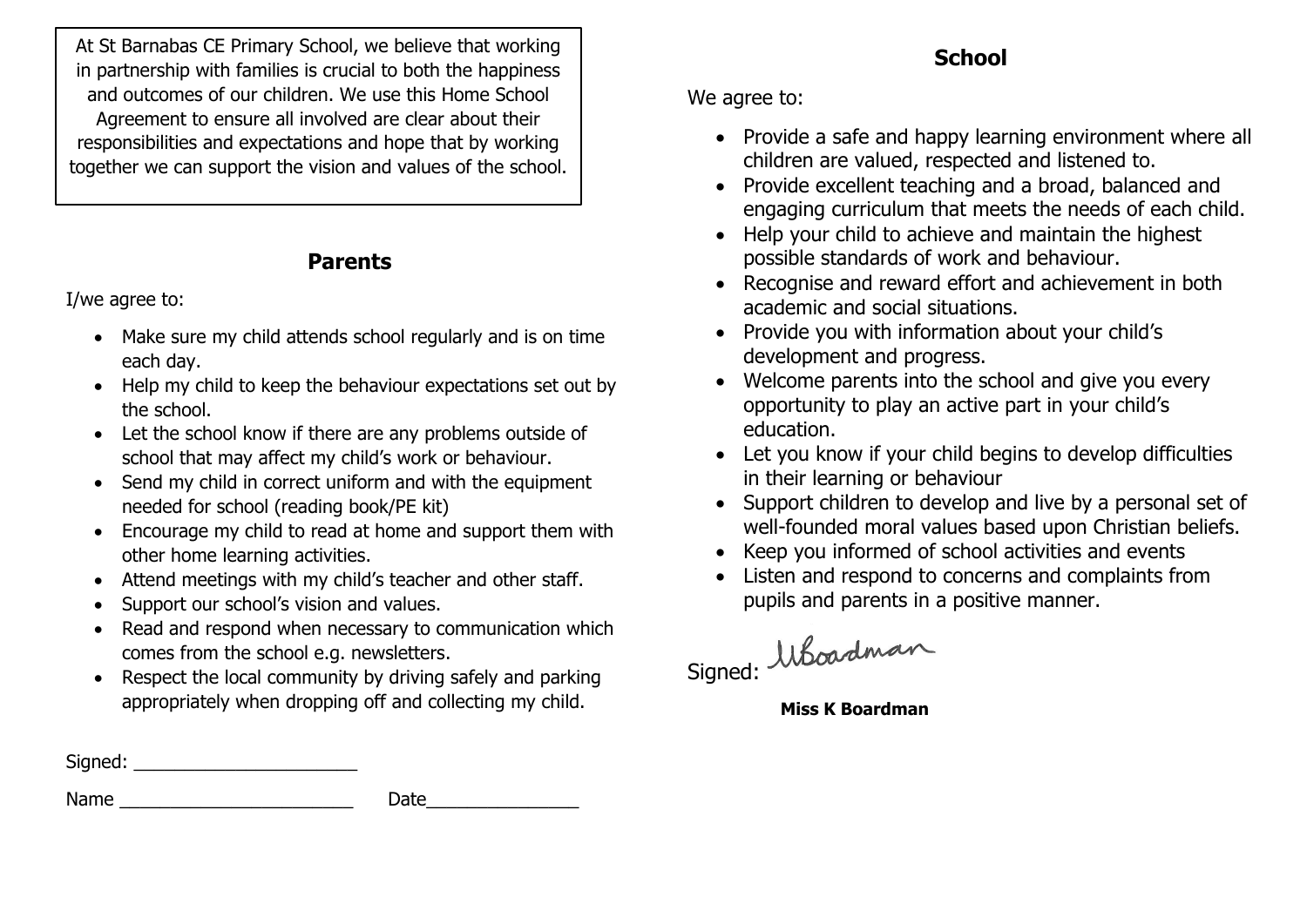At St Barnabas CE Primary School, we believe that working in partnership with families is crucial to both the happiness and outcomes of our children. We use this Home School Agreement to ensure all involved are clear about their responsibilities and expectations and hope that by working together we can support the vision and values of the school.

## Parents

I/we agree to:

- Make sure my child attends school regularly and is on time each day.
- Help my child to keep the behaviour expectations set out by the school.
- Let the school know if there are any problems outside of school that may affect my child's work or behaviour.
- Send my child in correct uniform and with the equipment needed for school (reading book/PE kit)
- Encourage my child to read at home and support them with other home learning activities.
- Attend meetings with my child's teacher and other staff.
- Support our school's vision and values.
- Read and respond when necessary to communication which comes from the school e.g. newsletters.
- Respect the local community by driving safely and parking appropriately when dropping off and collecting my child.

Signed: ______________________

Name ________________________ Date_______________

## School

We agree to:

- Provide a safe and happy learning environment where all children are valued, respected and listened to.
- Provide excellent teaching and a broad, balanced and engaging curriculum that meets the needs of each child.
- Help your child to achieve and maintain the highest possible standards of work and behaviour.
- Recognise and reward effort and achievement in both academic and social situations.
- Provide you with information about your child's development and progress.
- Welcome parents into the school and give you every opportunity to play an active part in your child's education.
- Let you know if your child begins to develop difficulties in their learning or behaviour
- Support children to develop and live by a personal set of well-founded moral values based upon Christian beliefs.
- Keep you informed of school activities and events
- Listen and respond to concerns and complaints from pupils and parents in a positive manner.

Signed: KBoardman

**Miss K Boardman**